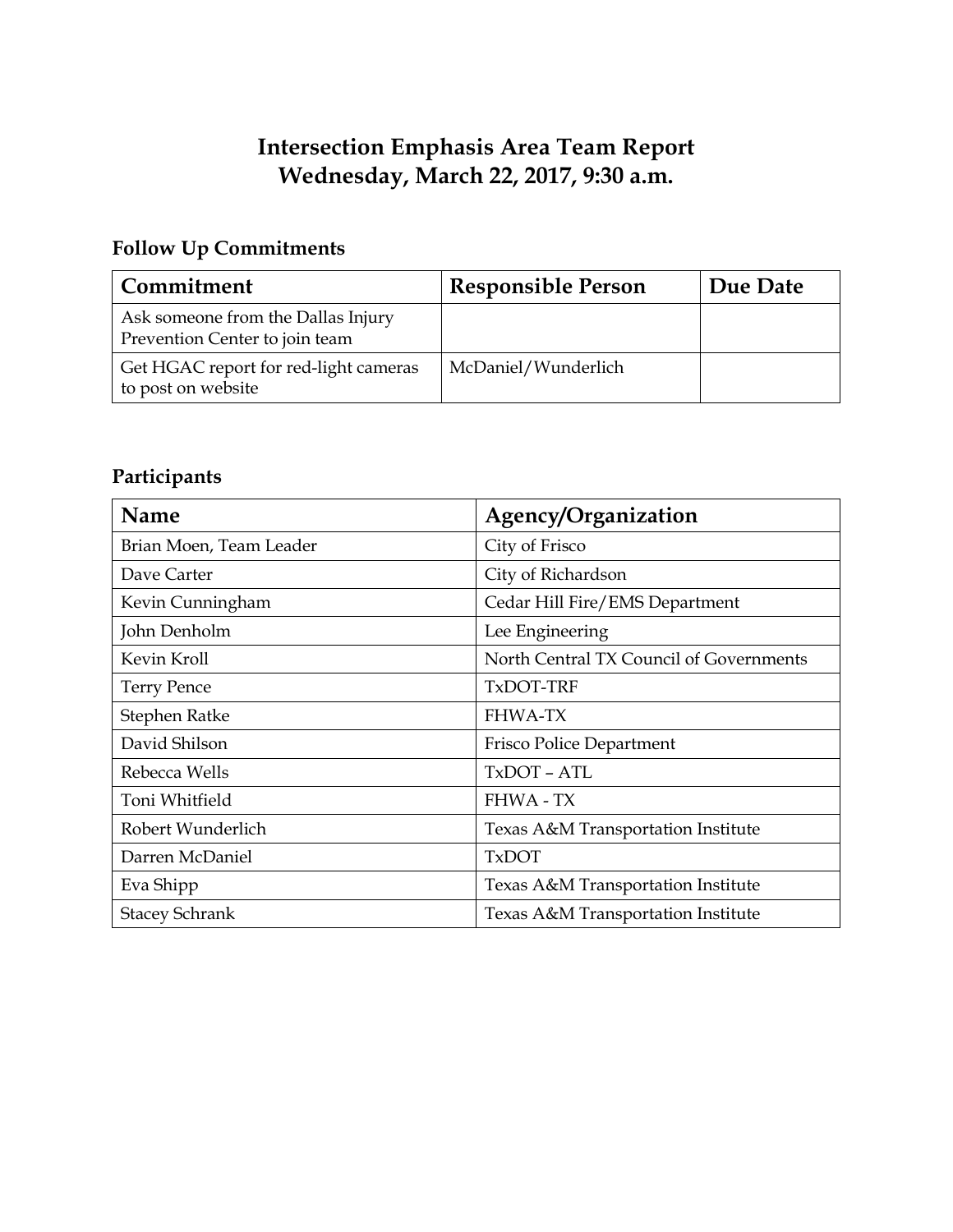# Intersection Emphasis Area Team Report
# Wednesday, March 22, 2017, 9:30 a.m.

## Follow Up Commitments

| Commitment | Responsible Person | Due Date |
| --- | --- | --- |
| Ask someone from the Dallas Injury Prevention Center to join team | | |
| Get HGAC report for red-light cameras to post on website | McDaniel/Wunderlich | |

## Participants

| Name | Agency/Organization |
| --- | --- |
| Brian Moen, Team Leader | City of Frisco |
| Dave Carter | City of Richardson |
| Kevin Cunningham | Cedar Hill Fire/EMS Department |
| John Denholm | Lee Engineering |
| Kevin Kroll | North Central TX Council of Governments |
| Terry Pence | TxDOT-TRF |
| Stephen Ratke | FHWA-TX |
| David Shilson | Frisco Police Department |
| Rebecca Wells | TxDOT – ATL |
| Toni Whitfield | FHWA - TX |
| Robert Wunderlich | Texas A&M Transportation Institute |
| Darren McDaniel | TxDOT |
| Eva Shipp | Texas A&M Transportation Institute |
| Stacey Schrank | Texas A&M Transportation Institute |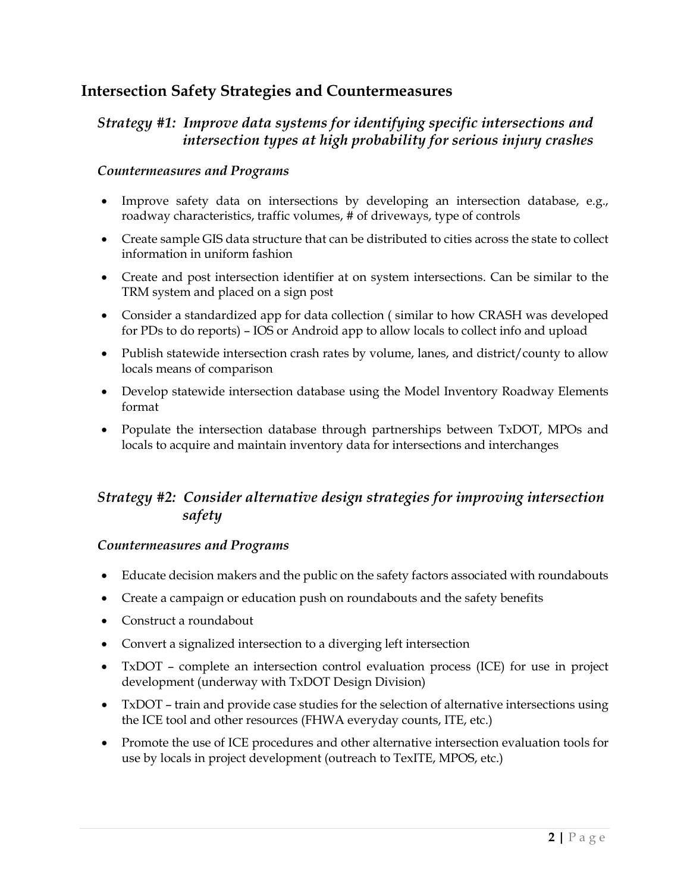## Intersection Safety Strategies and Countermeasures

### *Strategy #1: Improve data systems for identifying specific intersections and intersection types at high probability for serious injury crashes*

#### *Countermeasures and Programs*

- Improve safety data on intersections by developing an intersection database, e.g., roadway characteristics, traffic volumes, # of driveways, type of controls
- Create sample GIS data structure that can be distributed to cities across the state to collect information in uniform fashion
- Create and post intersection identifier at on system intersections. Can be similar to the TRM system and placed on a sign post
- Consider a standardized app for data collection ( similar to how CRASH was developed for PDs to do reports) – IOS or Android app to allow locals to collect info and upload
- Publish statewide intersection crash rates by volume, lanes, and district/county to allow locals means of comparison
- Develop statewide intersection database using the Model Inventory Roadway Elements format
- Populate the intersection database through partnerships between TxDOT, MPOs and locals to acquire and maintain inventory data for intersections and interchanges

### *Strategy #2: Consider alternative design strategies for improving intersection safety*

#### *Countermeasures and Programs*

- Educate decision makers and the public on the safety factors associated with roundabouts
- Create a campaign or education push on roundabouts and the safety benefits
- Construct a roundabout
- Convert a signalized intersection to a diverging left intersection
- TxDOT – complete an intersection control evaluation process (ICE) for use in project development (underway with TxDOT Design Division)
- TxDOT – train and provide case studies for the selection of alternative intersections using the ICE tool and other resources (FHWA everyday counts, ITE, etc.)
- Promote the use of ICE procedures and other alternative intersection evaluation tools for use by locals in project development (outreach to TexITE, MPOS, etc.)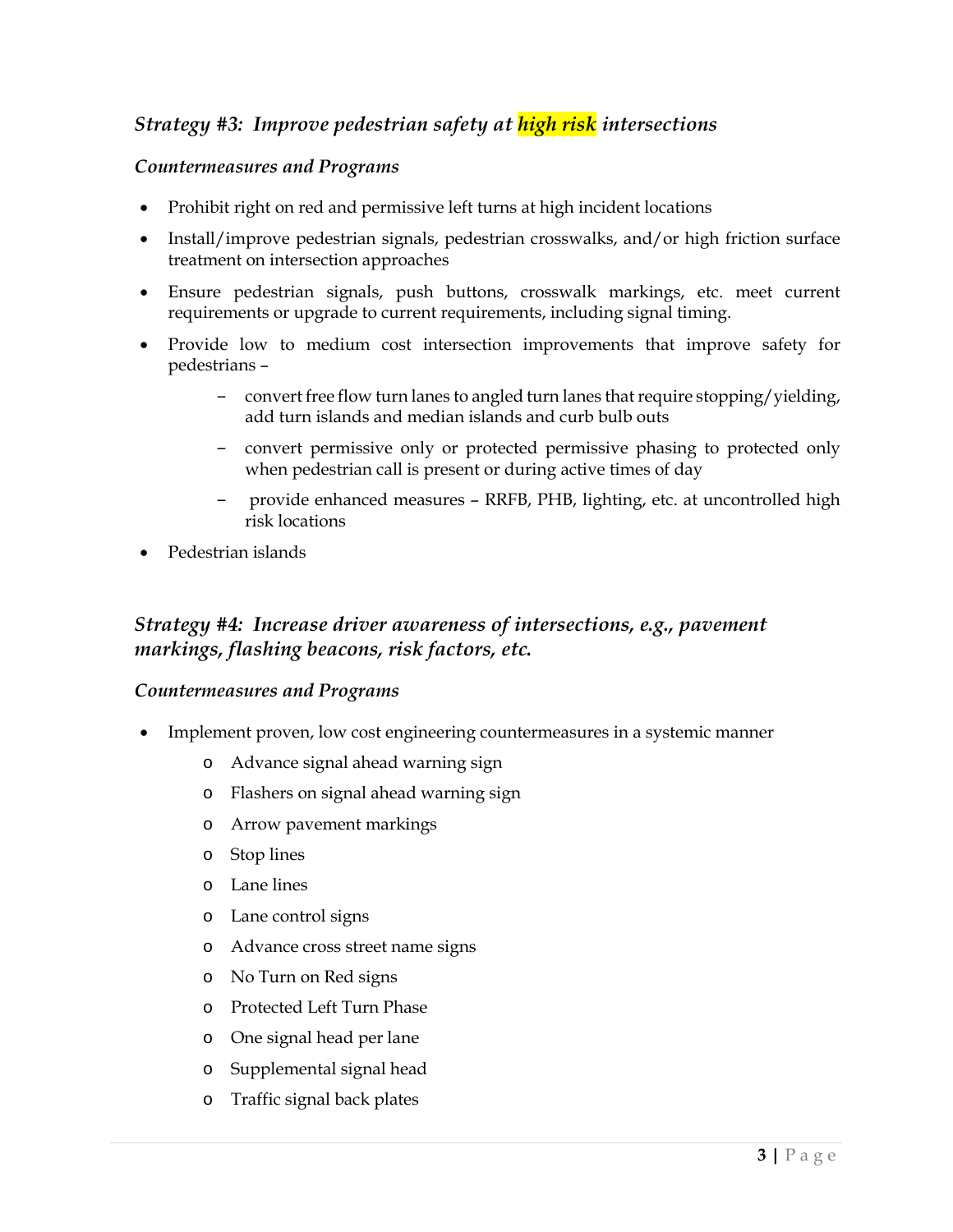### *Strategy #3: Improve pedestrian safety at high risk intersections*

#### *Countermeasures and Programs*

- Prohibit right on red and permissive left turns at high incident locations
- Install/improve pedestrian signals, pedestrian crosswalks, and/or high friction surface treatment on intersection approaches
- Ensure pedestrian signals, push buttons, crosswalk markings, etc. meet current requirements or upgrade to current requirements, including signal timing.
- Provide low to medium cost intersection improvements that improve safety for pedestrians –
  - convert free flow turn lanes to angled turn lanes that require stopping/yielding, add turn islands and median islands and curb bulb outs
  - convert permissive only or protected permissive phasing to protected only when pedestrian call is present or during active times of day
  - provide enhanced measures – RRFB, PHB, lighting, etc. at uncontrolled high risk locations
- Pedestrian islands

### *Strategy #4: Increase driver awareness of intersections, e.g., pavement markings, flashing beacons, risk factors, etc.*

#### *Countermeasures and Programs*

- Implement proven, low cost engineering countermeasures in a systemic manner
  - Advance signal ahead warning sign
  - Flashers on signal ahead warning sign
  - Arrow pavement markings
  - Stop lines
  - Lane lines
  - Lane control signs
  - Advance cross street name signs
  - No Turn on Red signs
  - Protected Left Turn Phase
  - One signal head per lane
  - Supplemental signal head
  - Traffic signal back plates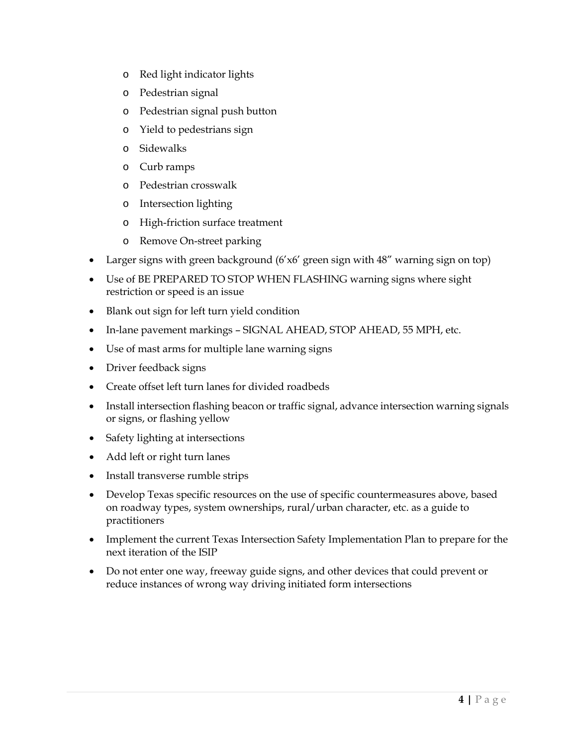- Red light indicator lights
    - Pedestrian signal
    - Pedestrian signal push button
    - Yield to pedestrians sign
    - Sidewalks
    - Curb ramps
    - Pedestrian crosswalk
    - Intersection lighting
    - High-friction surface treatment
    - Remove On-street parking
- Larger signs with green background (6'x6' green sign with 48" warning sign on top)
- Use of BE PREPARED TO STOP WHEN FLASHING warning signs where sight restriction or speed is an issue
- Blank out sign for left turn yield condition
- In-lane pavement markings – SIGNAL AHEAD, STOP AHEAD, 55 MPH, etc.
- Use of mast arms for multiple lane warning signs
- Driver feedback signs
- Create offset left turn lanes for divided roadbeds
- Install intersection flashing beacon or traffic signal, advance intersection warning signals or signs, or flashing yellow
- Safety lighting at intersections
- Add left or right turn lanes
- Install transverse rumble strips
- Develop Texas specific resources on the use of specific countermeasures above, based on roadway types, system ownerships, rural/urban character, etc. as a guide to practitioners
- Implement the current Texas Intersection Safety Implementation Plan to prepare for the next iteration of the ISIP
- Do not enter one way, freeway guide signs, and other devices that could prevent or reduce instances of wrong way driving initiated form intersections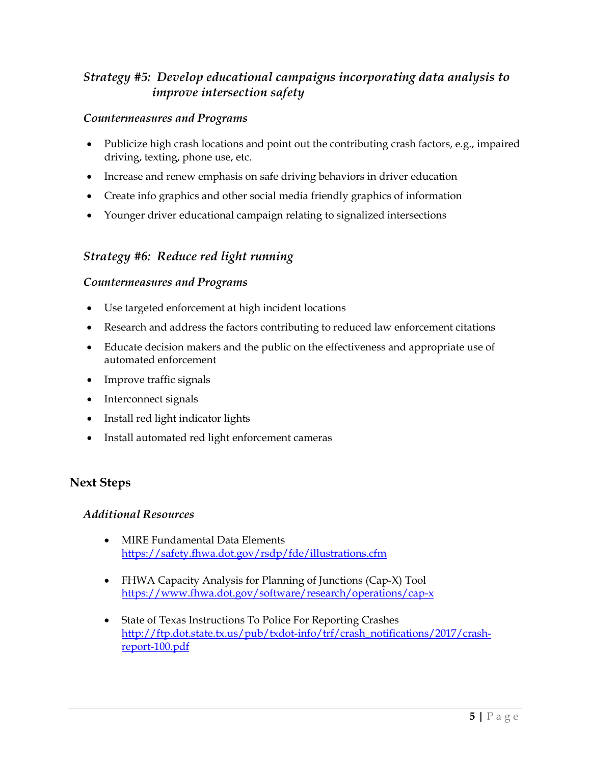### *Strategy #5: Develop educational campaigns incorporating data analysis to improve intersection safety*

#### *Countermeasures and Programs*

- Publicize high crash locations and point out the contributing crash factors, e.g., impaired driving, texting, phone use, etc.
- Increase and renew emphasis on safe driving behaviors in driver education
- Create info graphics and other social media friendly graphics of information
- Younger driver educational campaign relating to signalized intersections

### *Strategy #6: Reduce red light running*

#### *Countermeasures and Programs*

- Use targeted enforcement at high incident locations
- Research and address the factors contributing to reduced law enforcement citations
- Educate decision makers and the public on the effectiveness and appropriate use of automated enforcement
- Improve traffic signals
- Interconnect signals
- Install red light indicator lights
- Install automated red light enforcement cameras

## Next Steps

#### *Additional Resources*

- MIRE Fundamental Data Elements
  https://safety.fhwa.dot.gov/rsdp/fde/illustrations.cfm
- FHWA Capacity Analysis for Planning of Junctions (Cap-X) Tool
  https://www.fhwa.dot.gov/software/research/operations/cap-x
- State of Texas Instructions To Police For Reporting Crashes
  http://ftp.dot.state.tx.us/pub/txdot-info/trf/crash_notifications/2017/crash-report-100.pdf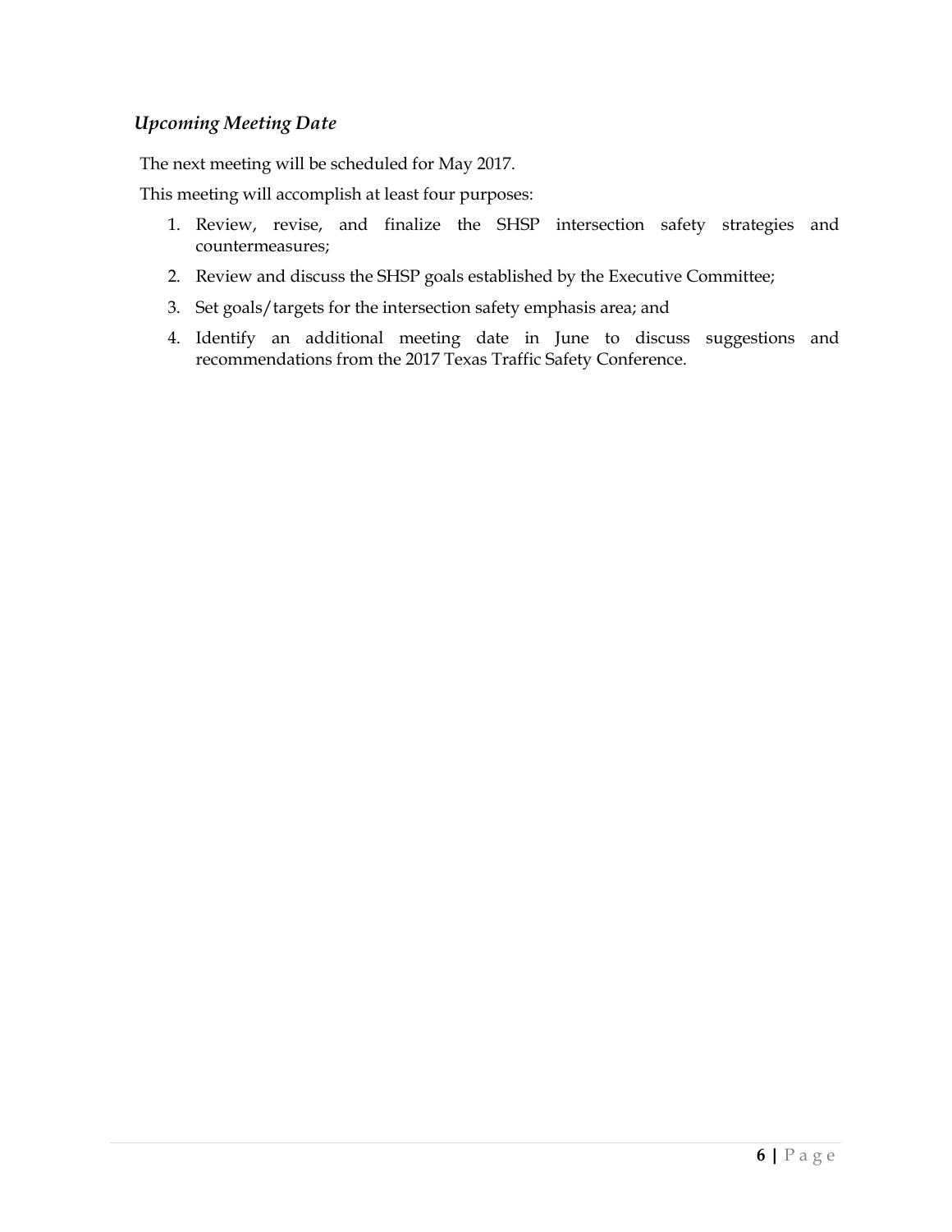### *Upcoming Meeting Date*

The next meeting will be scheduled for May 2017.

This meeting will accomplish at least four purposes:

1. Review, revise, and finalize the SHSP intersection safety strategies and countermeasures;
2. Review and discuss the SHSP goals established by the Executive Committee;
3. Set goals/targets for the intersection safety emphasis area; and
4. Identify an additional meeting date in June to discuss suggestions and recommendations from the 2017 Texas Traffic Safety Conference.